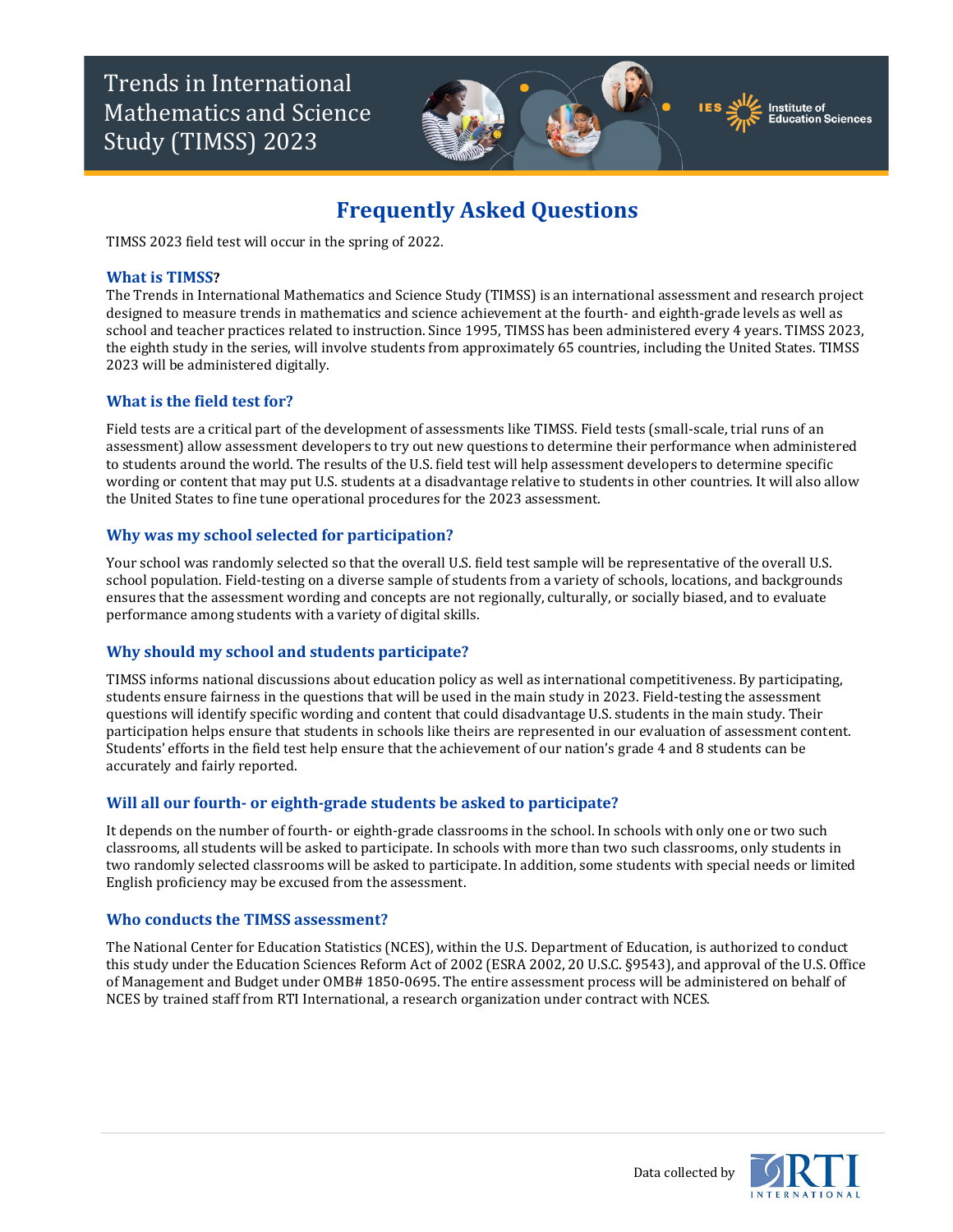# Trends in International Mathematics and Science Study (TIMSS) 2023

## Frequently Asked Questions

TIMSS 2023 field test will occur in the spring of 2022.

### What is TIMSS?

The Trends in International Mathematics and Science Study (TIMSS) is an international assessment and research project designed to measure trends in mathematics and science achievement at the fourth- and eighth-grade levels as well as school and teacher practices related to instruction. Since 1995, TIMSS has been administered every 4 years. TIMSS 2023, the eighth study in the series, will involve students from approximately 65 countries, including the United States. TIMSS 2023 will be administered digitally.

### What is the field test for?

Field tests are a critical part of the development of assessments like TIMSS. Field tests (small-scale, trial runs of an assessment) allow assessment developers to try out new questions to determine their performance when administered to students around the world. The results of the U.S. field test will help assessment developers to determine specific wording or content that may put U.S. students at a disadvantage relative to students in other countries. It will also allow the United States to fine tune operational procedures for the 2023 assessment.

### Why was my school selected for participation?

Your school was randomly selected so that the overall U.S. field test sample will be representative of the overall U.S. school population. Field-testing on a diverse sample of students from a variety of schools, locations, and backgrounds ensures that the assessment wording and concepts are not regionally, culturally, or socially biased, and to evaluate performance among students with a variety of digital skills.

### Why should my school and students participate?

TIMSS informs national discussions about education policy as well as international competitiveness. By participating, students ensure fairness in the questions that will be used in the main study in 2023. Field-testing the assessment questions will identify specific wording and content that could disadvantage U.S. students in the main study. Their participation helps ensure that students in schools like theirs are represented in our evaluation of assessment content. Students' efforts in the field test help ensure that the achievement of our nation's grade 4 and 8 students can be accurately and fairly reported.

### Will all our fourth- or eighth-grade students be asked to participate?

It depends on the number of fourth- or eighth-grade classrooms in the school. In schools with only one or two such classrooms, all students will be asked to participate. In schools with more than two such classrooms, only students in two randomly selected classrooms will be asked to participate. In addition, some students with special needs or limited English proficiency may be excused from the assessment.

### Who conducts the TIMSS assessment?

The National Center for Education Statistics (NCES), within the U.S. Department of Education, is authorized to conduct this study under the Education Sciences Reform Act of 2002 (ESRA 2002, 20 U.S.C. §9543), and approval of the U.S. Office of Management and Budget under OMB# 1850-0695. The entire assessment process will be administered on behalf of NCES by trained staff from RTI International, a research organization under contract with NCES.

Data collected by RTI International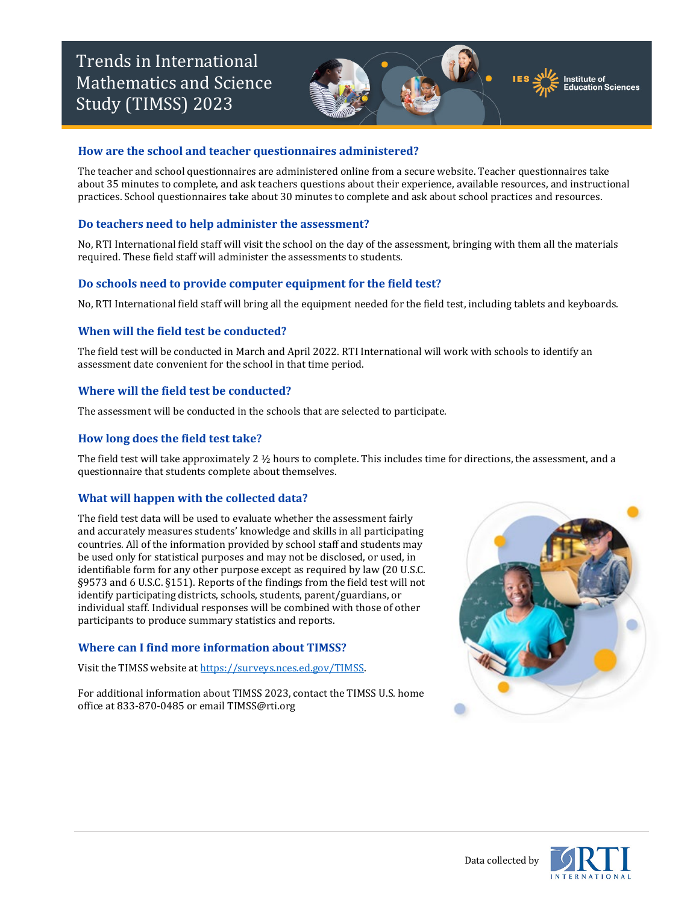# Trends in International Mathematics and Science Study (TIMSS) 2023

### How are the school and teacher questionnaires administered?

The teacher and school questionnaires are administered online from a secure website. Teacher questionnaires take about 35 minutes to complete, and ask teachers questions about their experience, available resources, and instructional practices. School questionnaires take about 30 minutes to complete and ask about school practices and resources.

### Do teachers need to help administer the assessment?

No, RTI International field staff will visit the school on the day of the assessment, bringing with them all the materials required. These field staff will administer the assessments to students.

### Do schools need to provide computer equipment for the field test?

No, RTI International field staff will bring all the equipment needed for the field test, including tablets and keyboards.

### When will the field test be conducted?

The field test will be conducted in March and April 2022. RTI International will work with schools to identify an assessment date convenient for the school in that time period.

### Where will the field test be conducted?

The assessment will be conducted in the schools that are selected to participate.

### How long does the field test take?

The field test will take approximately 2 ½ hours to complete. This includes time for directions, the assessment, and a questionnaire that students complete about themselves.

### What will happen with the collected data?

The field test data will be used to evaluate whether the assessment fairly and accurately measures students' knowledge and skills in all participating countries. All of the information provided by school staff and students may be used only for statistical purposes and may not be disclosed, or used, in identifiable form for any other purpose except as required by law (20 U.S.C. §9573 and 6 U.S.C. §151). Reports of the findings from the field test will not identify participating districts, schools, students, parent/guardians, or individual staff. Individual responses will be combined with those of other participants to produce summary statistics and reports.

### Where can I find more information about TIMSS?

Visit the TIMSS website at https://surveys.nces.ed.gov/TIMSS.

For additional information about TIMSS 2023, contact the TIMSS U.S. home office at 833-870-0485 or email TIMSS@rti.org

Data collected by RTI International